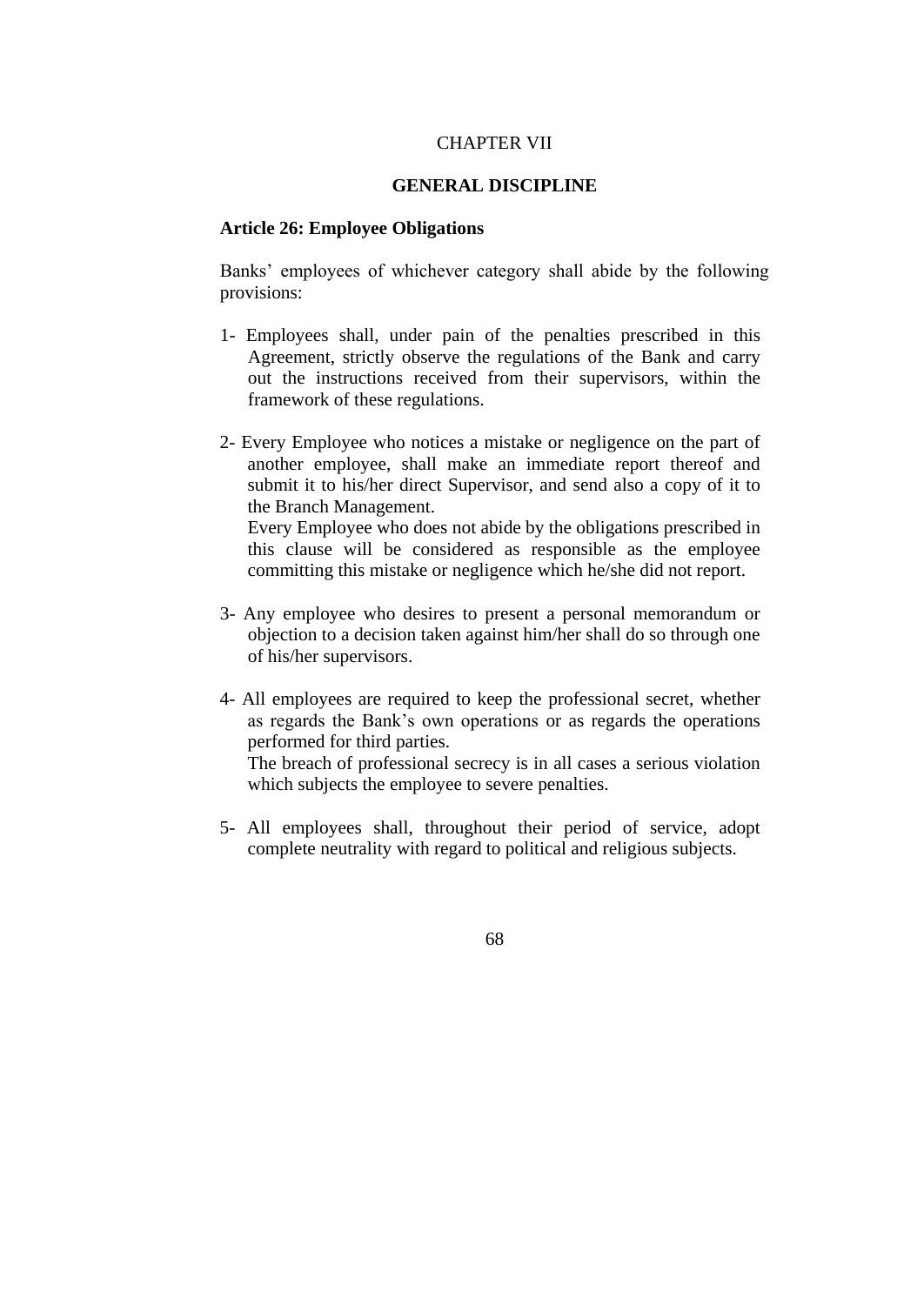# CHAPTER VII

## GENERAL DISCIPLINE

### Article 26: Employee Obligations

Banks' employees of whichever category shall abide by the following provisions:

1- Employees shall, under pain of the penalties prescribed in this Agreement, strictly observe the regulations of the Bank and carry out the instructions received from their supervisors, within the framework of these regulations.

2- Every Employee who notices a mistake or negligence on the part of another employee, shall make an immediate report thereof and submit it to his/her direct Supervisor, and send also a copy of it to the Branch Management.
Every Employee who does not abide by the obligations prescribed in this clause will be considered as responsible as the employee committing this mistake or negligence which he/she did not report.

3- Any employee who desires to present a personal memorandum or objection to a decision taken against him/her shall do so through one of his/her supervisors.

4- All employees are required to keep the professional secret, whether as regards the Bank's own operations or as regards the operations performed for third parties.
The breach of professional secrecy is in all cases a serious violation which subjects the employee to severe penalties.

5- All employees shall, throughout their period of service, adopt complete neutrality with regard to political and religious subjects.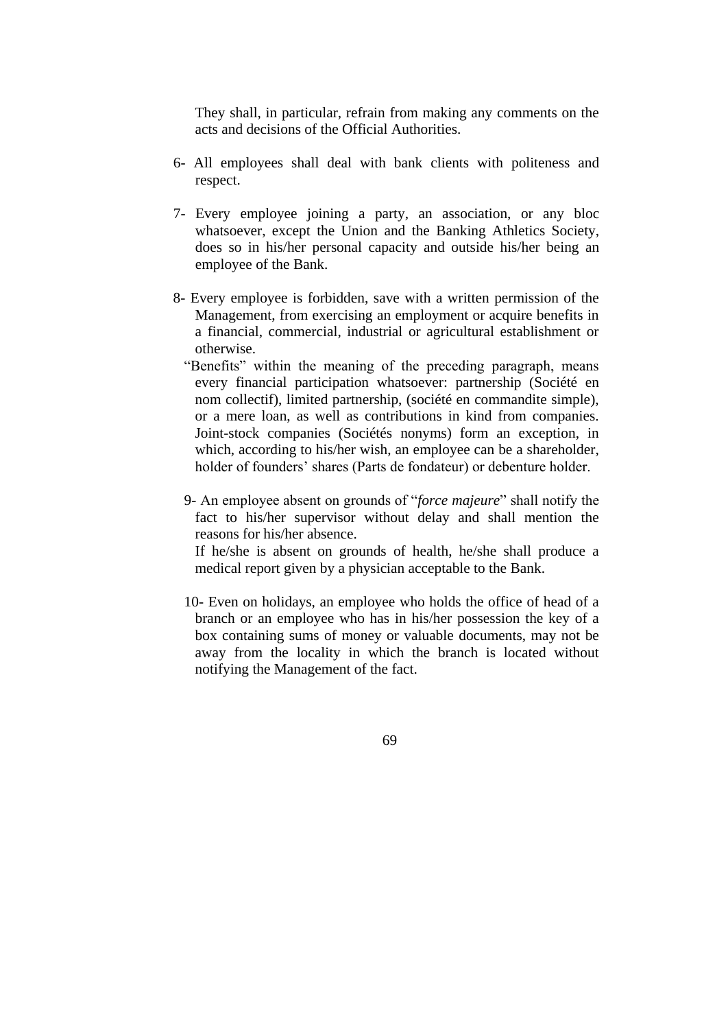They shall, in particular, refrain from making any comments on the acts and decisions of the Official Authorities.

6- All employees shall deal with bank clients with politeness and respect.

7- Every employee joining a party, an association, or any bloc whatsoever, except the Union and the Banking Athletics Society, does so in his/her personal capacity and outside his/her being an employee of the Bank.

8- Every employee is forbidden, save with a written permission of the Management, from exercising an employment or acquire benefits in a financial, commercial, industrial or agricultural establishment or otherwise.

"Benefits" within the meaning of the preceding paragraph, means every financial participation whatsoever: partnership (Société en nom collectif), limited partnership, (société en commandite simple), or a mere loan, as well as contributions in kind from companies. Joint-stock companies (Sociétés nonyms) form an exception, in which, according to his/her wish, an employee can be a shareholder, holder of founders' shares (Parts de fondateur) or debenture holder.

9- An employee absent on grounds of "*force majeure*" shall notify the fact to his/her supervisor without delay and shall mention the reasons for his/her absence.

If he/she is absent on grounds of health, he/she shall produce a medical report given by a physician acceptable to the Bank.

10- Even on holidays, an employee who holds the office of head of a branch or an employee who has in his/her possession the key of a box containing sums of money or valuable documents, may not be away from the locality in which the branch is located without notifying the Management of the fact.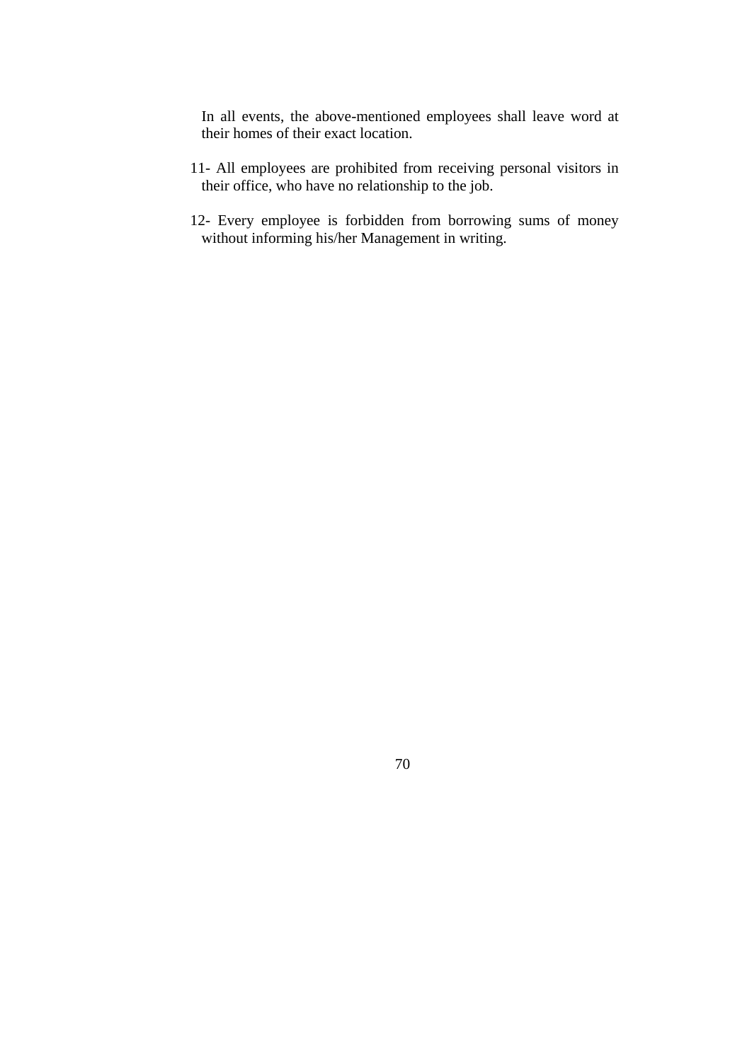In all events, the above-mentioned employees shall leave word at their homes of their exact location.

11- All employees are prohibited from receiving personal visitors in their office, who have no relationship to the job.

12- Every employee is forbidden from borrowing sums of money without informing his/her Management in writing.